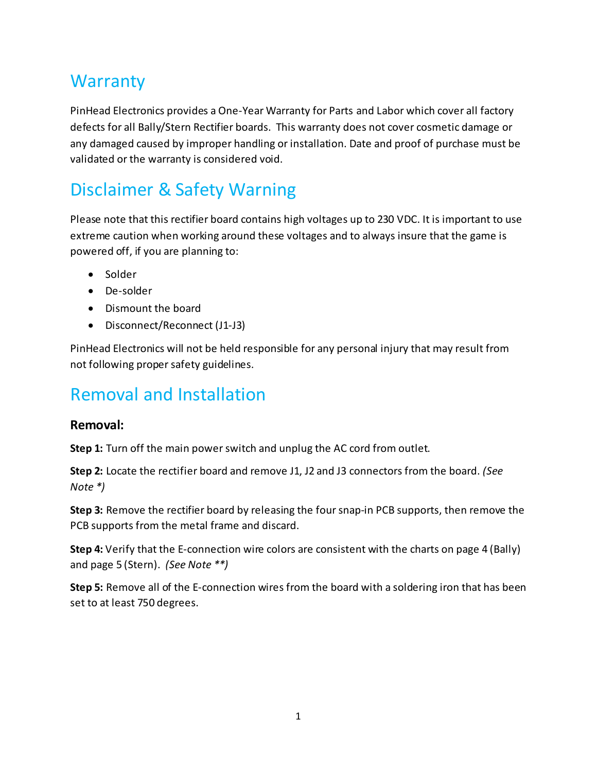# Warranty

PinHead Electronics provides a One-Year Warranty for Parts and Labor which cover all factory defects for all Bally/Stern Rectifier boards. This warranty does not cover cosmetic damage or any damaged caused by improper handling or installation. Date and proof of purchase must be validated or the warranty is considered void.

# Disclaimer & Safety Warning

Please note that this rectifier board contains high voltages up to 230 VDC. It is important to use extreme caution when working around these voltages and to always insure that the game is powered off, if you are planning to:

- Solder
- De-solder
- Dismount the board
- Disconnect/Reconnect (J1-J3)

PinHead Electronics will not be held responsible for any personal injury that may result from not following proper safety guidelines.

# Removal and Installation

### Removal:

**Step 1:** Turn off the main power switch and unplug the AC cord from outlet.

**Step 2:** Locate the rectifier board and remove J1, J2 and J3 connectors from the board. *(See Note *)*

**Step 3:** Remove the rectifier board by releasing the four snap-in PCB supports, then remove the PCB supports from the metal frame and discard.

**Step 4:** Verify that the E-connection wire colors are consistent with the charts on page 4 (Bally) and page 5 (Stern). *(See Note **)*

**Step 5:** Remove all of the E-connection wires from the board with a soldering iron that has been set to at least 750 degrees.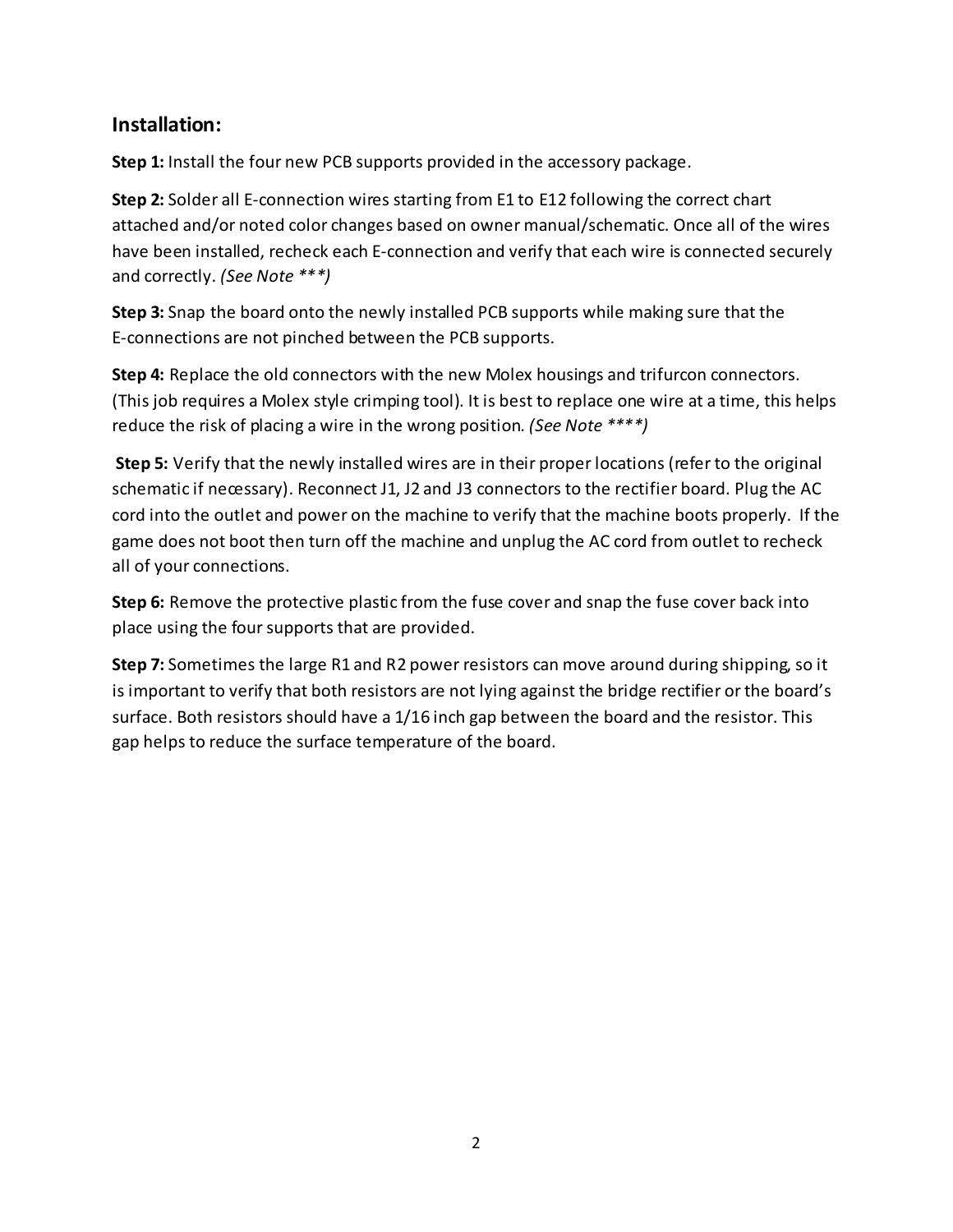## Installation:

**Step 1:** Install the four new PCB supports provided in the accessory package.

**Step 2:** Solder all E-connection wires starting from E1 to E12 following the correct chart attached and/or noted color changes based on owner manual/schematic. Once all of the wires have been installed, recheck each E-connection and verify that each wire is connected securely and correctly. *(See Note ***)*

**Step 3:** Snap the board onto the newly installed PCB supports while making sure that the E-connections are not pinched between the PCB supports.

**Step 4:** Replace the old connectors with the new Molex housings and trifurcon connectors. (This job requires a Molex style crimping tool). It is best to replace one wire at a time, this helps reduce the risk of placing a wire in the wrong position. *(See Note ****)*

**Step 5:** Verify that the newly installed wires are in their proper locations (refer to the original schematic if necessary). Reconnect J1, J2 and J3 connectors to the rectifier board. Plug the AC cord into the outlet and power on the machine to verify that the machine boots properly. If the game does not boot then turn off the machine and unplug the AC cord from outlet to recheck all of your connections.

**Step 6:** Remove the protective plastic from the fuse cover and snap the fuse cover back into place using the four supports that are provided.

**Step 7:** Sometimes the large R1 and R2 power resistors can move around during shipping, so it is important to verify that both resistors are not lying against the bridge rectifier or the board's surface. Both resistors should have a 1/16 inch gap between the board and the resistor. This gap helps to reduce the surface temperature of the board.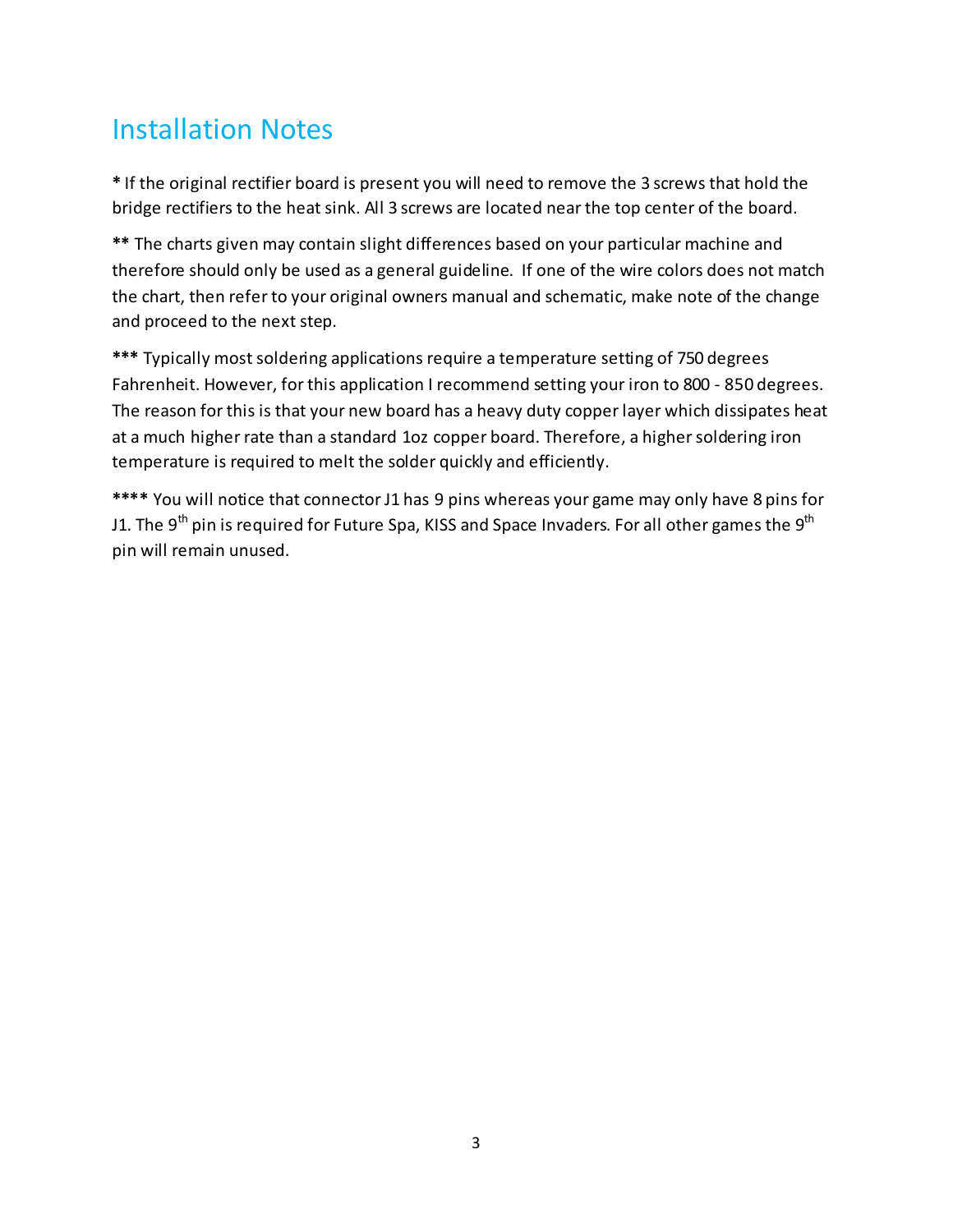# Installation Notes

**\*** If the original rectifier board is present you will need to remove the 3 screws that hold the bridge rectifiers to the heat sink. All 3 screws are located near the top center of the board.

**\*\*** The charts given may contain slight differences based on your particular machine and therefore should only be used as a general guideline. If one of the wire colors does not match the chart, then refer to your original owners manual and schematic, make note of the change and proceed to the next step.

**\*\*\*** Typically most soldering applications require a temperature setting of 750 degrees Fahrenheit. However, for this application I recommend setting your iron to 800 - 850 degrees. The reason for this is that your new board has a heavy duty copper layer which dissipates heat at a much higher rate than a standard 1oz copper board. Therefore, a higher soldering iron temperature is required to melt the solder quickly and efficiently.

**\*\*\*\*** You will notice that connector J1 has 9 pins whereas your game may only have 8 pins for J1. The 9$^{th}$ pin is required for Future Spa, KISS and Space Invaders. For all other games the 9$^{th}$ pin will remain unused.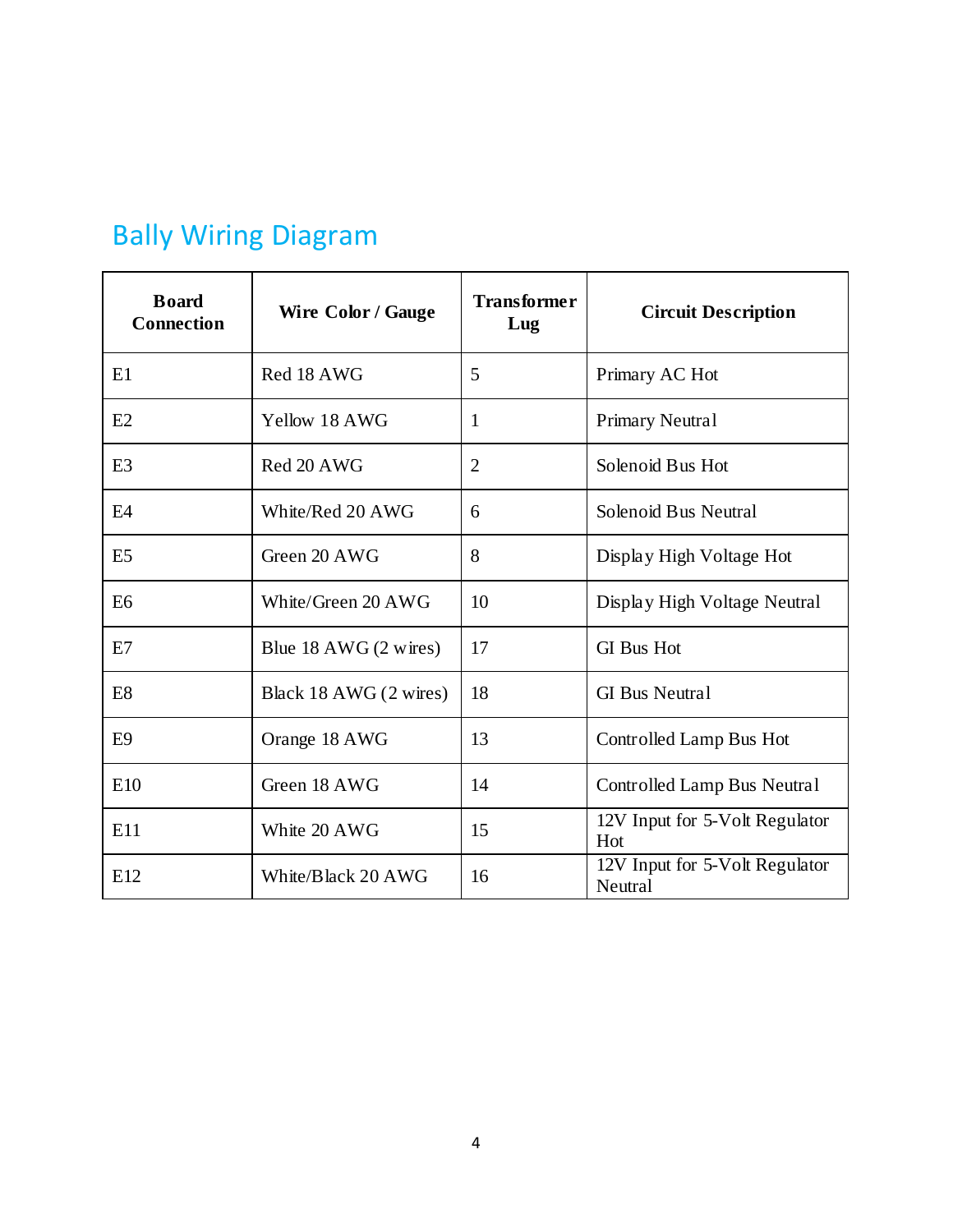## Bally Wiring Diagram

| Board Connection | Wire Color / Gauge | Transformer Lug | Circuit Description |
|---|---|---|---|
| E1 | Red 18 AWG | 5 | Primary AC Hot |
| E2 | Yellow 18 AWG | 1 | Primary Neutral |
| E3 | Red 20 AWG | 2 | Solenoid Bus Hot |
| E4 | White/Red 20 AWG | 6 | Solenoid Bus Neutral |
| E5 | Green 20 AWG | 8 | Display High Voltage Hot |
| E6 | White/Green 20 AWG | 10 | Display High Voltage Neutral |
| E7 | Blue 18 AWG (2 wires) | 17 | GI Bus Hot |
| E8 | Black 18 AWG (2 wires) | 18 | GI Bus Neutral |
| E9 | Orange 18 AWG | 13 | Controlled Lamp Bus Hot |
| E10 | Green 18 AWG | 14 | Controlled Lamp Bus Neutral |
| E11 | White 20 AWG | 15 | 12V Input for 5-Volt Regulator Hot |
| E12 | White/Black 20 AWG | 16 | 12V Input for 5-Volt Regulator Neutral |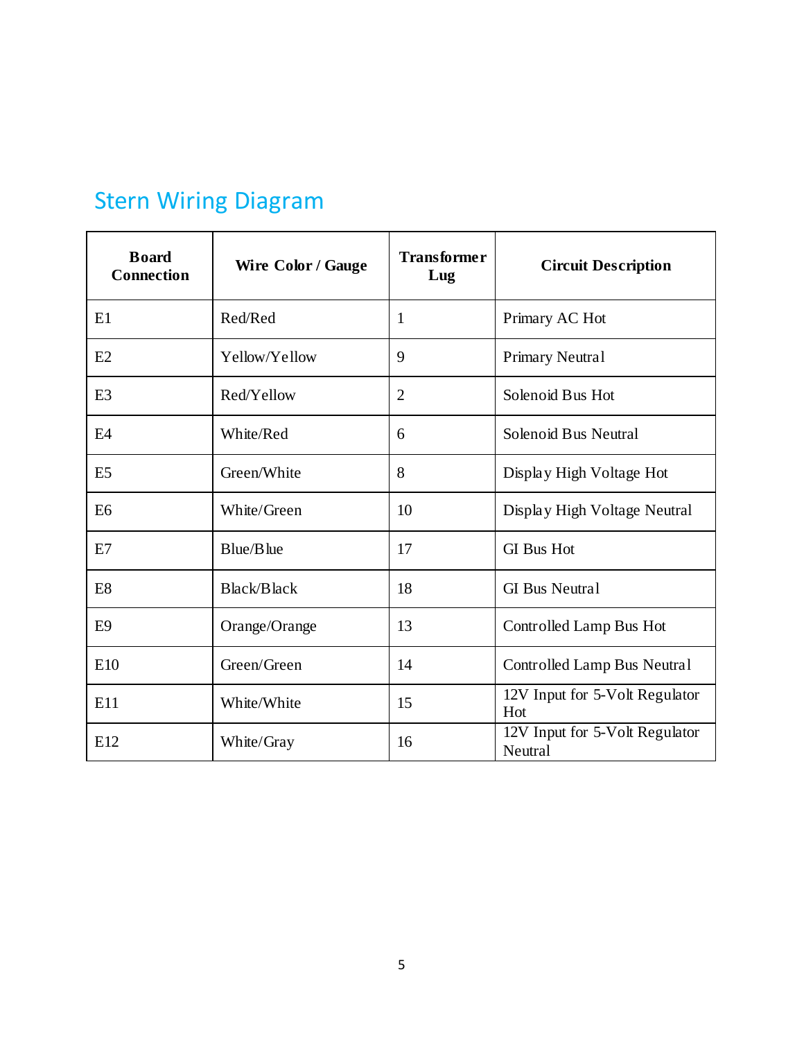## Stern Wiring Diagram

| Board Connection | Wire Color / Gauge | Transformer Lug | Circuit Description |
|---|---|---|---|
| E1 | Red/Red | 1 | Primary AC Hot |
| E2 | Yellow/Yellow | 9 | Primary Neutral |
| E3 | Red/Yellow | 2 | Solenoid Bus Hot |
| E4 | White/Red | 6 | Solenoid Bus Neutral |
| E5 | Green/White | 8 | Display High Voltage Hot |
| E6 | White/Green | 10 | Display High Voltage Neutral |
| E7 | Blue/Blue | 17 | GI Bus Hot |
| E8 | Black/Black | 18 | GI Bus Neutral |
| E9 | Orange/Orange | 13 | Controlled Lamp Bus Hot |
| E10 | Green/Green | 14 | Controlled Lamp Bus Neutral |
| E11 | White/White | 15 | 12V Input for 5-Volt Regulator Hot |
| E12 | White/Gray | 16 | 12V Input for 5-Volt Regulator Neutral |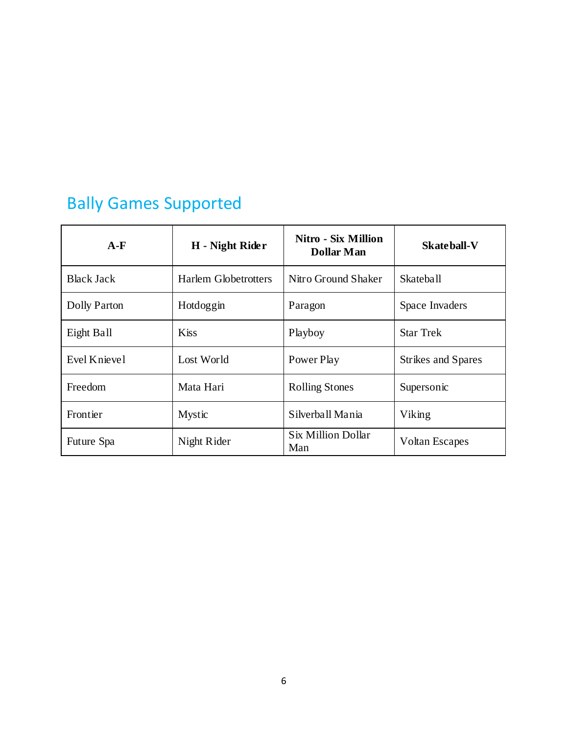## Bally Games Supported

| A-F | H - Night Rider | Nitro - Six Million Dollar Man | Skateball-V |
|---|---|---|---|
| Black Jack | Harlem Globetrotters | Nitro Ground Shaker | Skateball |
| Dolly Parton | Hotdoggin | Paragon | Space Invaders |
| Eight Ball | Kiss | Playboy | Star Trek |
| Evel Knievel | Lost World | Power Play | Strikes and Spares |
| Freedom | Mata Hari | Rolling Stones | Supersonic |
| Frontier | Mystic | Silverball Mania | Viking |
| Future Spa | Night Rider | Six Million Dollar Man | Voltan Escapes |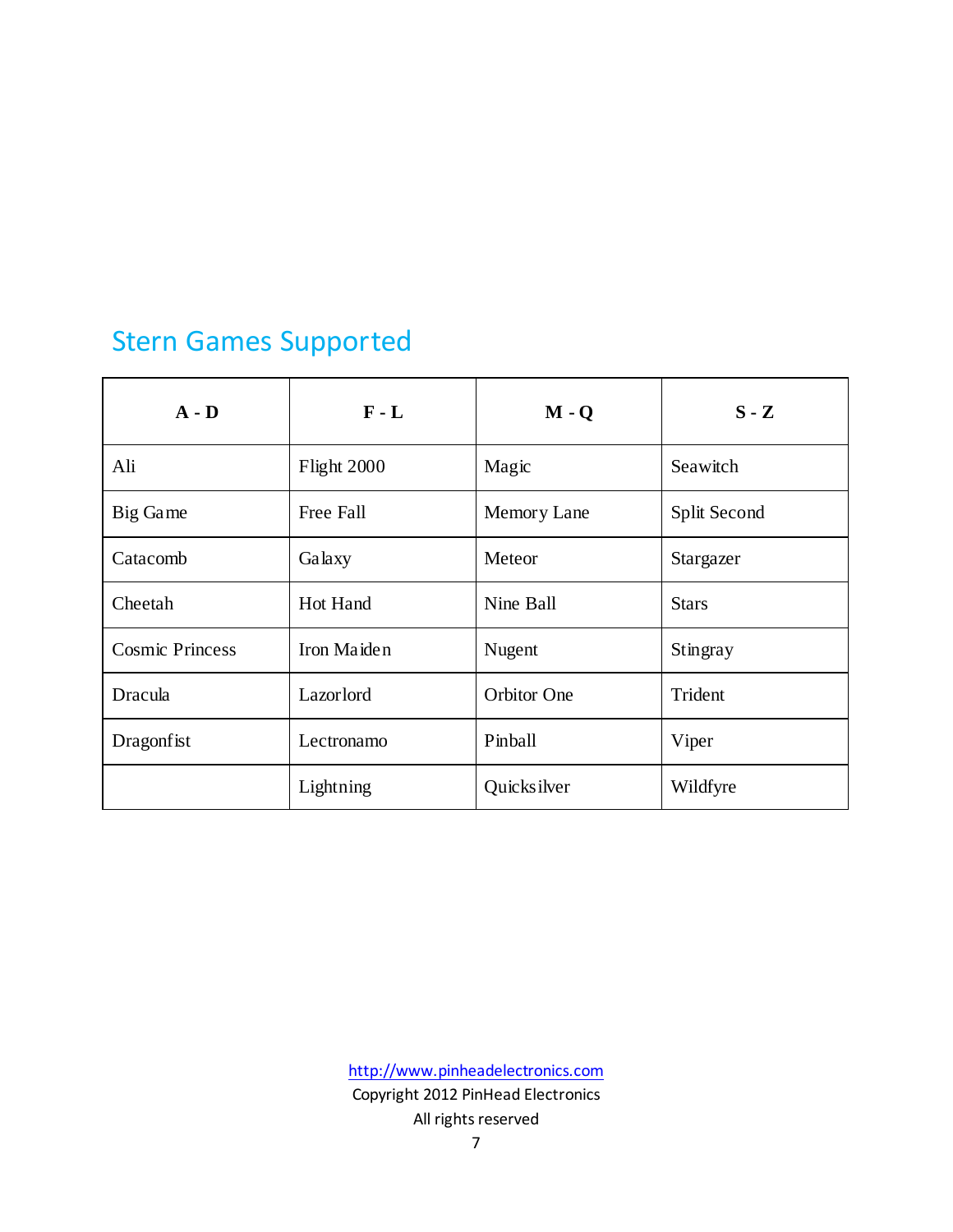## Stern Games Supported

| A - D | F - L | M - Q | S - Z |
|---|---|---|---|
| Ali | Flight 2000 | Magic | Seawitch |
| Big Game | Free Fall | Memory Lane | Split Second |
| Catacomb | Galaxy | Meteor | Stargazer |
| Cheetah | Hot Hand | Nine Ball | Stars |
| Cosmic Princess | Iron Maiden | Nugent | Stingray |
| Dracula | Lazorlord | Orbitor One | Trident |
| Dragonfist | Lectronamo | Pinball | Viper |
| | Lightning | Quicksilver | Wildfyre |

http://www.pinheadelectronics.com
Copyright 2012 PinHead Electronics
All rights reserved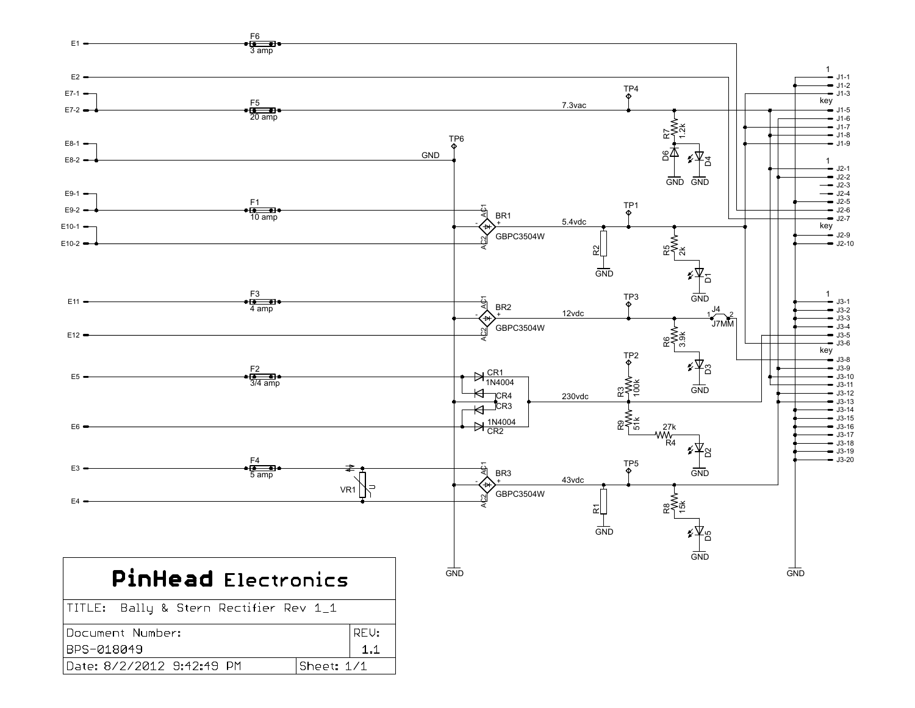E1
F6
3 amp

E2

E7-1
E7-2
F5
20 amp
7.3vac
TP4

E8-1
E8-2
GND
TP6

E9-1
E9-2
F1
10 amp
E10-1
E10-2
BR1
GBPC3504W
AC1
AC2
5.4vdc
TP1
R2
GND
R5
2k
D1
GND

E11
F3
4 amp
E12
BR2
GBPC3504W
AC1
AC2
12vdc
TP3
J4
J7MM
1
2
R6
3.9k
D3
GND

E5
F2
3/4 amp
CR1
1N4004
CR4
CR3
1N4004
CR2
E6
230vdc
TP2
R3
100k
R9
51k
27k
R4
D2
GND

E3
F4
5 amp
VR1
U
E4
BR3
GBPC3504W
AC1
AC2
43vdc
TP5
R1
GND
R8
15k
D5
GND

GND

R7
1.2k
D6
D4
GND
GND

1
J1-1
J1-2
J1-3
key
J1-5
J1-6
J1-7
J1-8
J1-9

1
J2-1
J2-2
J2-3
J2-4
J2-5
J2-6
J2-7
key
J2-9
J2-10

1
J3-1
J3-2
J3-3
J3-4
J3-5
J3-6
key
J3-8
J3-9
J3-10
J3-11
J3-12
J3-13
J3-14
J3-15
J3-16
J3-17
J3-18
J3-19
J3-20

GND

# PinHead Electronics

TITLE: Bally & Stern Rectifier Rev 1_1

| | |
|---|---|
| Document Number: | REV: |
| BPS-018049 | 1.1 |
| Date: 8/2/2012 9:42:49 PM | Sheet: 1/1 |